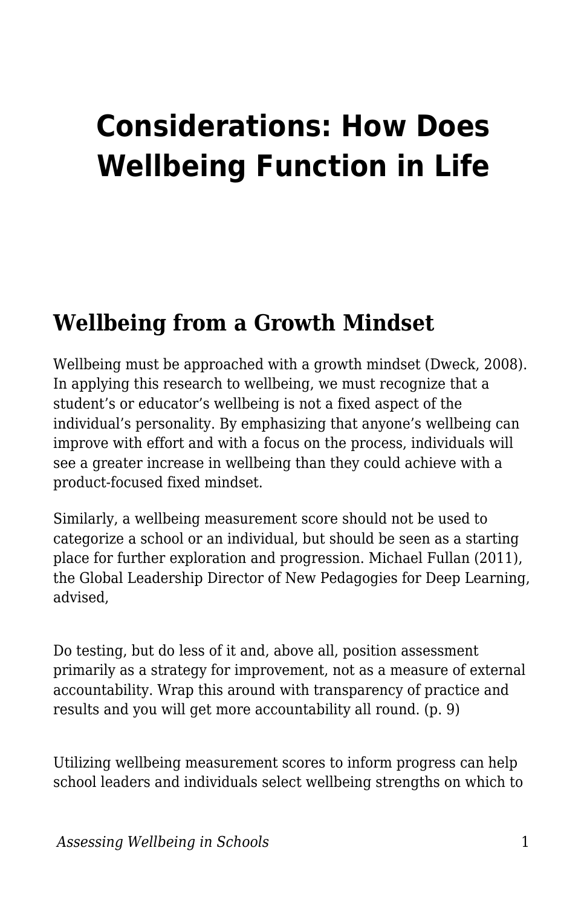# Considerations: How Does Wellbeing Function in Life

## Wellbeing from a Growth Mindset

Wellbeing must be approached with a growth mindset (Dweck, 2008). In applying this research to wellbeing, we must recognize that a student's or educator's wellbeing is not a fixed aspect of the individual's personality. By emphasizing that anyone's wellbeing can improve with effort and with a focus on the process, individuals will see a greater increase in wellbeing than they could achieve with a product-focused fixed mindset.

Similarly, a wellbeing measurement score should not be used to categorize a school or an individual, but should be seen as a starting place for further exploration and progression. Michael Fullan (2011), the Global Leadership Director of New Pedagogies for Deep Learning, advised,

> Do testing, but do less of it and, above all, position assessment primarily as a strategy for improvement, not as a measure of external accountability. Wrap this around with transparency of practice and results and you will get more accountability all round. (p. 9)

Utilizing wellbeing measurement scores to inform progress can help school leaders and individuals select wellbeing strengths on which to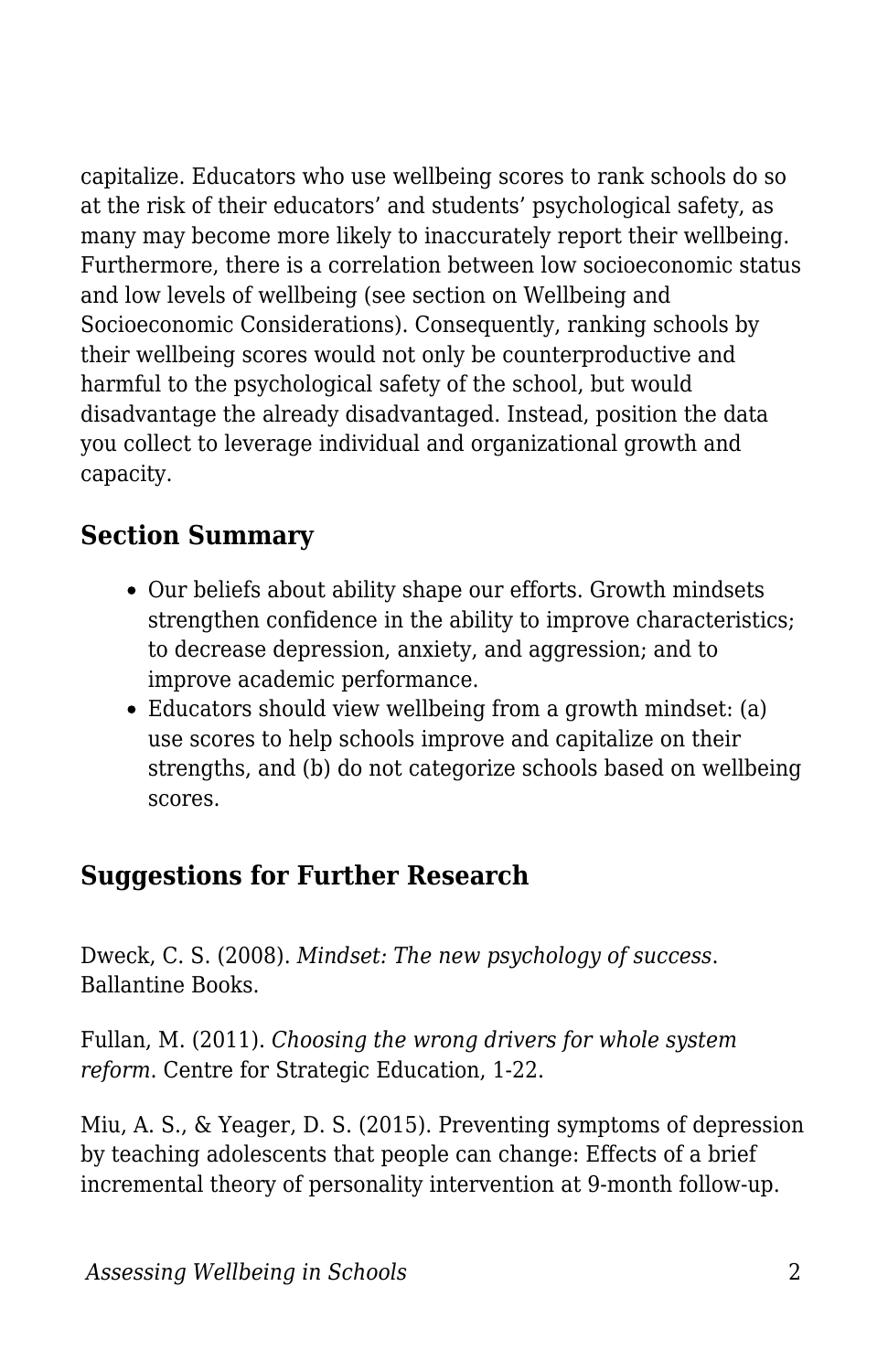capitalize. Educators who use wellbeing scores to rank schools do so at the risk of their educators' and students' psychological safety, as many may become more likely to inaccurately report their wellbeing. Furthermore, there is a correlation between low socioeconomic status and low levels of wellbeing (see section on Wellbeing and Socioeconomic Considerations). Consequently, ranking schools by their wellbeing scores would not only be counterproductive and harmful to the psychological safety of the school, but would disadvantage the already disadvantaged. Instead, position the data you collect to leverage individual and organizational growth and capacity.

## Section Summary

- Our beliefs about ability shape our efforts. Growth mindsets strengthen confidence in the ability to improve characteristics; to decrease depression, anxiety, and aggression; and to improve academic performance.
- Educators should view wellbeing from a growth mindset: (a) use scores to help schools improve and capitalize on their strengths, and (b) do not categorize schools based on wellbeing scores.

## Suggestions for Further Research

Dweck, C. S. (2008). *Mindset: The new psychology of success*. Ballantine Books.

Fullan, M. (2011). *Choosing the wrong drivers for whole system reform*. Centre for Strategic Education, 1-22.

Miu, A. S., & Yeager, D. S. (2015). Preventing symptoms of depression by teaching adolescents that people can change: Effects of a brief incremental theory of personality intervention at 9-month follow-up.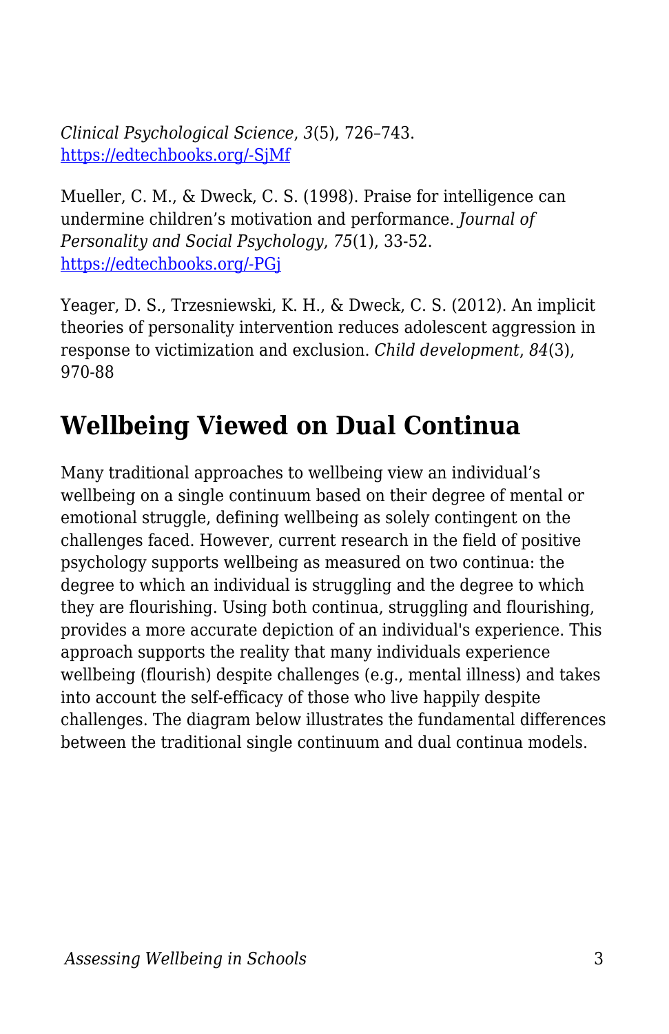*Clinical Psychological Science*, *3*(5), 726–743. [https://edtechbooks.org/-SjMf](https://edtechbooks.org/-SjMf)

Mueller, C. M., & Dweck, C. S. (1998). Praise for intelligence can undermine children's motivation and performance. *Journal of Personality and Social Psychology*, *75*(1), 33-52. [https://edtechbooks.org/-PGj](https://edtechbooks.org/-PGj)

Yeager, D. S., Trzesniewski, K. H., & Dweck, C. S. (2012). An implicit theories of personality intervention reduces adolescent aggression in response to victimization and exclusion. *Child development*, *84*(3), 970-88

## Wellbeing Viewed on Dual Continua

Many traditional approaches to wellbeing view an individual's wellbeing on a single continuum based on their degree of mental or emotional struggle, defining wellbeing as solely contingent on the challenges faced. However, current research in the field of positive psychology supports wellbeing as measured on two continua: the degree to which an individual is struggling and the degree to which they are flourishing. Using both continua, struggling and flourishing, provides a more accurate depiction of an individual's experience. This approach supports the reality that many individuals experience wellbeing (flourish) despite challenges (e.g., mental illness) and takes into account the self-efficacy of those who live happily despite challenges. The diagram below illustrates the fundamental differences between the traditional single continuum and dual continua models.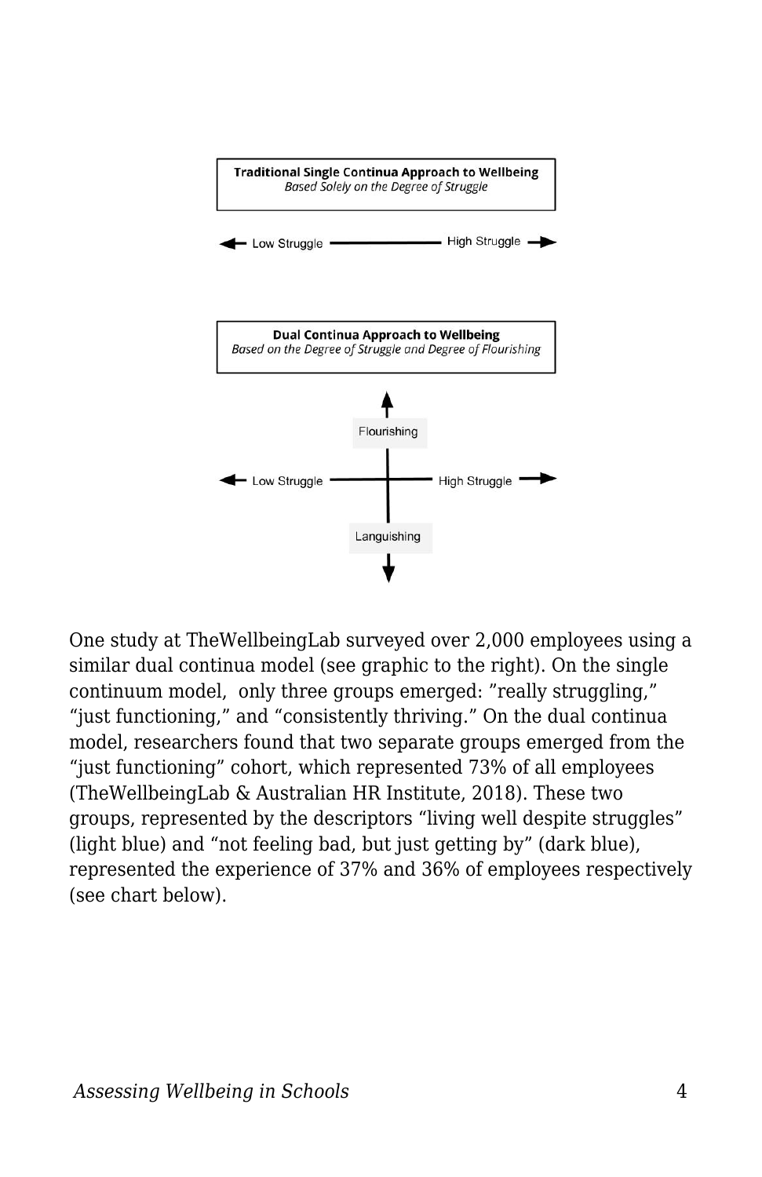**Traditional Single Continua Approach to Wellbeing**
*Based Solely on the Degree of Struggle*

← Low Struggle ——— High Struggle →

**Dual Continua Approach to Wellbeing**
*Based on the Degree of Struggle and Degree of Flourishing*

↑ Flourishing

← Low Struggle ——— High Struggle →

Languishing ↓

One study at TheWellbeingLab surveyed over 2,000 employees using a similar dual continua model (see graphic to the right). On the single continuum model, only three groups emerged: "really struggling," "just functioning," and "consistently thriving." On the dual continua model, researchers found that two separate groups emerged from the "just functioning" cohort, which represented 73% of all employees (TheWellbeingLab & Australian HR Institute, 2018). These two groups, represented by the descriptors "living well despite struggles" (light blue) and "not feeling bad, but just getting by" (dark blue), represented the experience of 37% and 36% of employees respectively (see chart below).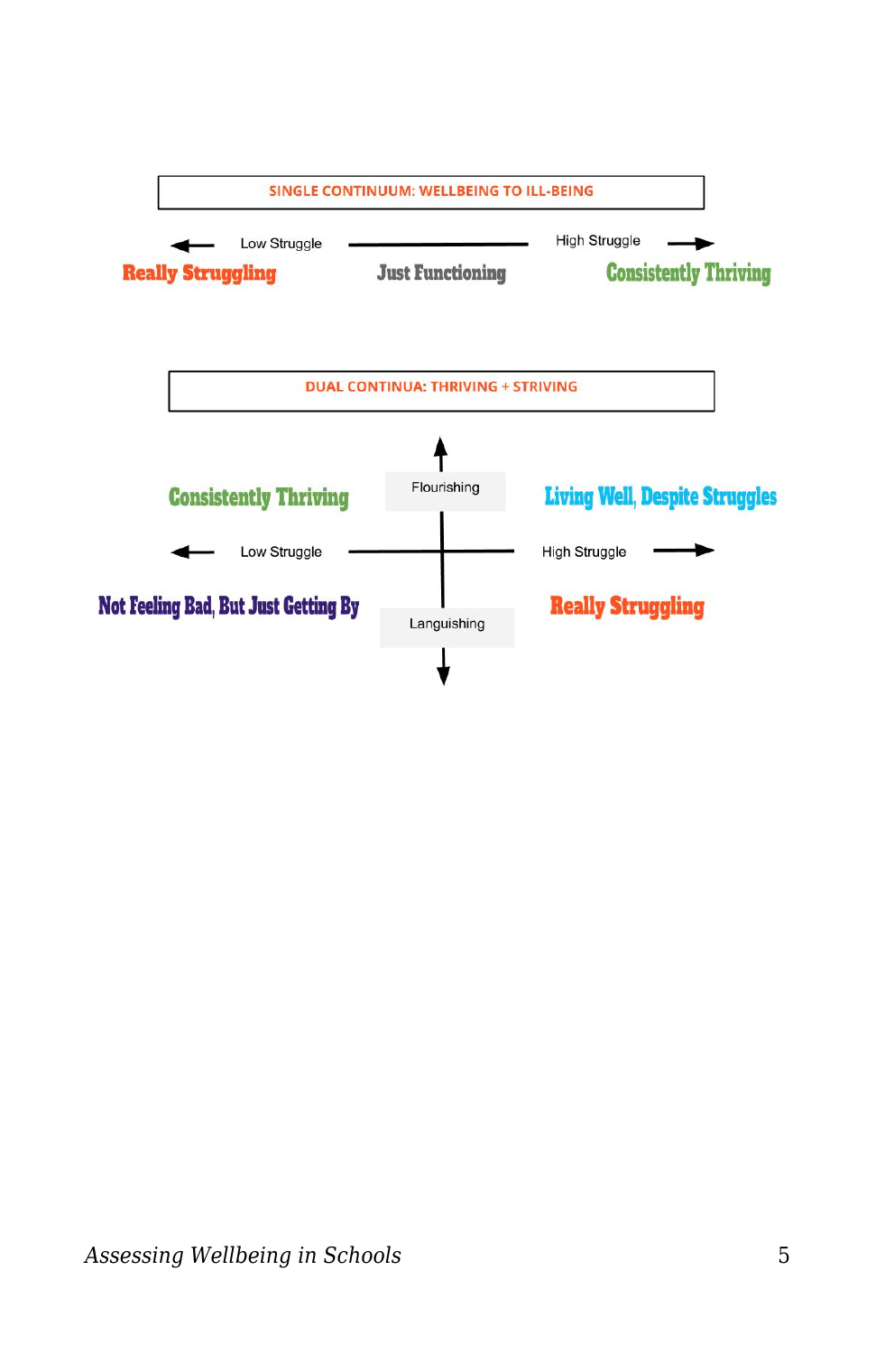**SINGLE CONTINUUM: WELLBEING TO ILL-BEING**

← Low Struggle ——— High Struggle →

Really Struggling | Just Functioning | Consistently Thriving

**DUAL CONTINUA: THRIVING + STRIVING**

↑ Flourishing

Consistently Thriving | Living Well, Despite Struggles

← Low Struggle ——— High Struggle →

Not Feeling Bad, But Just Getting By | Really Struggling

↓ Languishing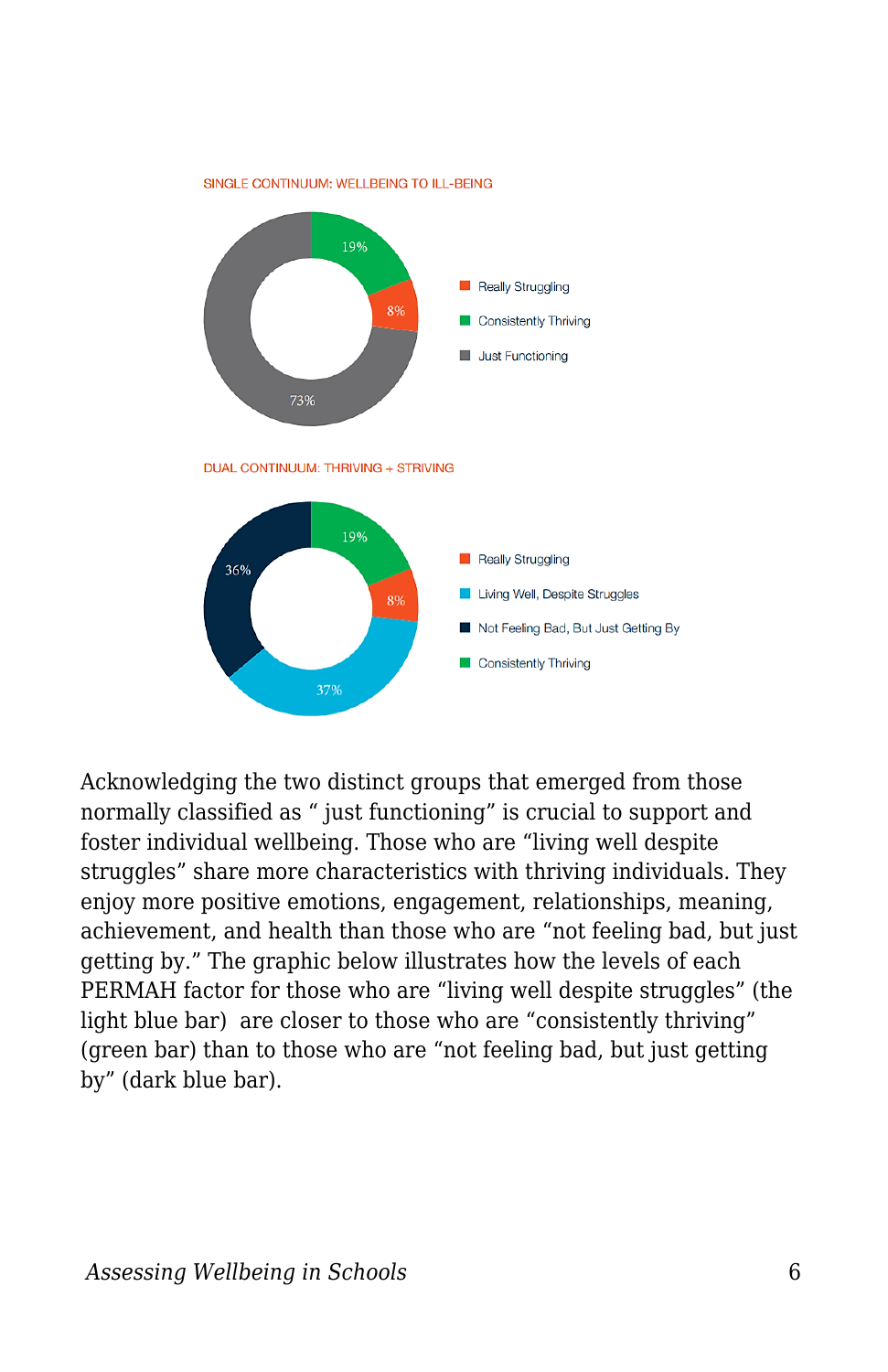SINGLE CONTINUUM: WELLBEING TO ILL-BEING

- Really Struggling: 8%
- Consistently Thriving: 19%
- Just Functioning: 73%

DUAL CONTINUUM: THRIVING + STRIVING

- Really Struggling: 8%
- Living Well, Despite Struggles: 37%
- Not Feeling Bad, But Just Getting By: 36%
- Consistently Thriving: 19%

Acknowledging the two distinct groups that emerged from those normally classified as " just functioning" is crucial to support and foster individual wellbeing. Those who are "living well despite struggles" share more characteristics with thriving individuals. They enjoy more positive emotions, engagement, relationships, meaning, achievement, and health than those who are "not feeling bad, but just getting by." The graphic below illustrates how the levels of each PERMAH factor for those who are "living well despite struggles" (the light blue bar) are closer to those who are "consistently thriving" (green bar) than to those who are "not feeling bad, but just getting by" (dark blue bar).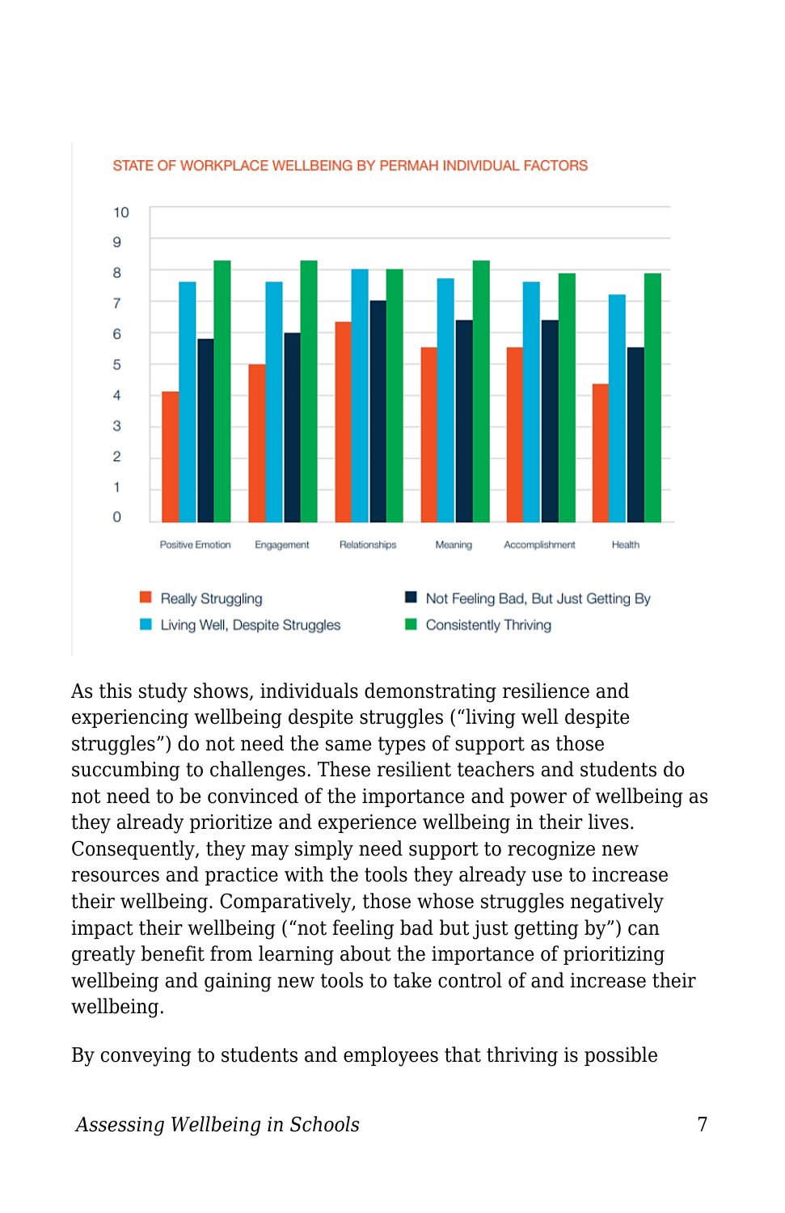STATE OF WORKPLACE WELLBEING BY PERMAH INDIVIDUAL FACTORS

As this study shows, individuals demonstrating resilience and experiencing wellbeing despite struggles ("living well despite struggles") do not need the same types of support as those succumbing to challenges. These resilient teachers and students do not need to be convinced of the importance and power of wellbeing as they already prioritize and experience wellbeing in their lives. Consequently, they may simply need support to recognize new resources and practice with the tools they already use to increase their wellbeing. Comparatively, those whose struggles negatively impact their wellbeing ("not feeling bad but just getting by") can greatly benefit from learning about the importance of prioritizing wellbeing and gaining new tools to take control of and increase their wellbeing.

By conveying to students and employees that thriving is possible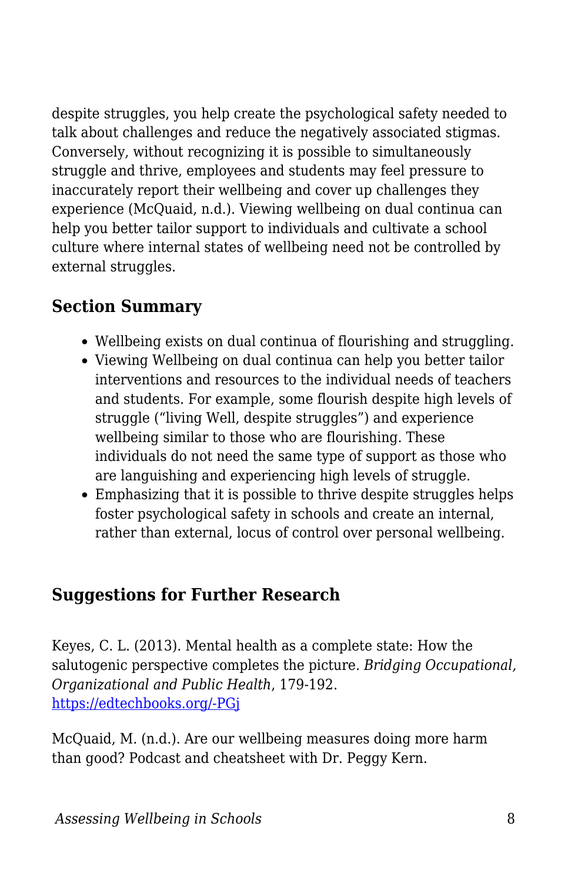despite struggles, you help create the psychological safety needed to talk about challenges and reduce the negatively associated stigmas. Conversely, without recognizing it is possible to simultaneously struggle and thrive, employees and students may feel pressure to inaccurately report their wellbeing and cover up challenges they experience (McQuaid, n.d.). Viewing wellbeing on dual continua can help you better tailor support to individuals and cultivate a school culture where internal states of wellbeing need not be controlled by external struggles.

## Section Summary

- Wellbeing exists on dual continua of flourishing and struggling.
- Viewing Wellbeing on dual continua can help you better tailor interventions and resources to the individual needs of teachers and students. For example, some flourish despite high levels of struggle ("living Well, despite struggles") and experience wellbeing similar to those who are flourishing. These individuals do not need the same type of support as those who are languishing and experiencing high levels of struggle.
- Emphasizing that it is possible to thrive despite struggles helps foster psychological safety in schools and create an internal, rather than external, locus of control over personal wellbeing.

## Suggestions for Further Research

Keyes, C. L. (2013). Mental health as a complete state: How the salutogenic perspective completes the picture. *Bridging Occupational, Organizational and Public Health*, 179-192. [https://edtechbooks.org/-PGj](https://edtechbooks.org/-PGj)

McQuaid, M. (n.d.). Are our wellbeing measures doing more harm than good? Podcast and cheatsheet with Dr. Peggy Kern.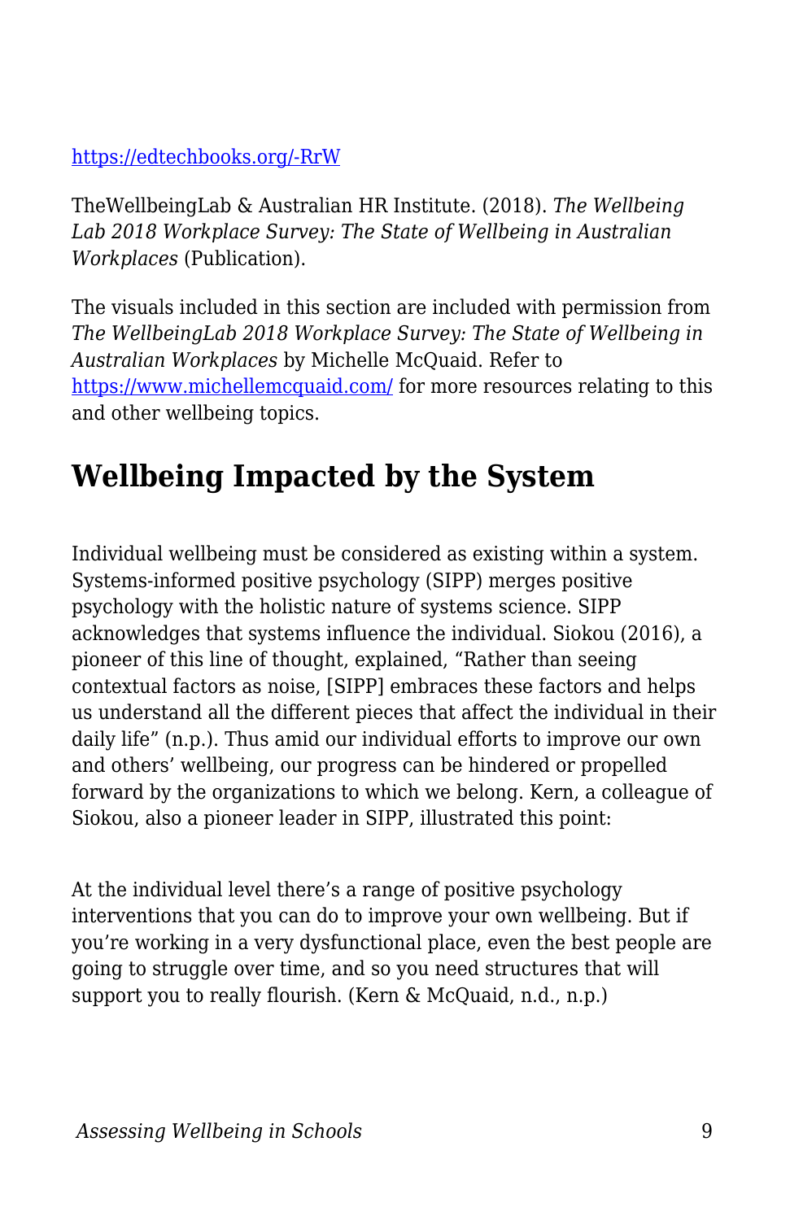https://edtechbooks.org/-RrW

TheWellbeingLab & Australian HR Institute. (2018). *The Wellbeing Lab 2018 Workplace Survey: The State of Wellbeing in Australian Workplaces* (Publication).

The visuals included in this section are included with permission from *The WellbeingLab 2018 Workplace Survey: The State of Wellbeing in Australian Workplaces* by Michelle McQuaid. Refer to https://www.michellemcquaid.com/ for more resources relating to this and other wellbeing topics.

## Wellbeing Impacted by the System

Individual wellbeing must be considered as existing within a system. Systems-informed positive psychology (SIPP) merges positive psychology with the holistic nature of systems science. SIPP acknowledges that systems influence the individual. Siokou (2016), a pioneer of this line of thought, explained, "Rather than seeing contextual factors as noise, [SIPP] embraces these factors and helps us understand all the different pieces that affect the individual in their daily life" (n.p.). Thus amid our individual efforts to improve our own and others' wellbeing, our progress can be hindered or propelled forward by the organizations to which we belong. Kern, a colleague of Siokou, also a pioneer leader in SIPP, illustrated this point:

> At the individual level there's a range of positive psychology interventions that you can do to improve your own wellbeing. But if you're working in a very dysfunctional place, even the best people are going to struggle over time, and so you need structures that will support you to really flourish. (Kern & McQuaid, n.d., n.p.)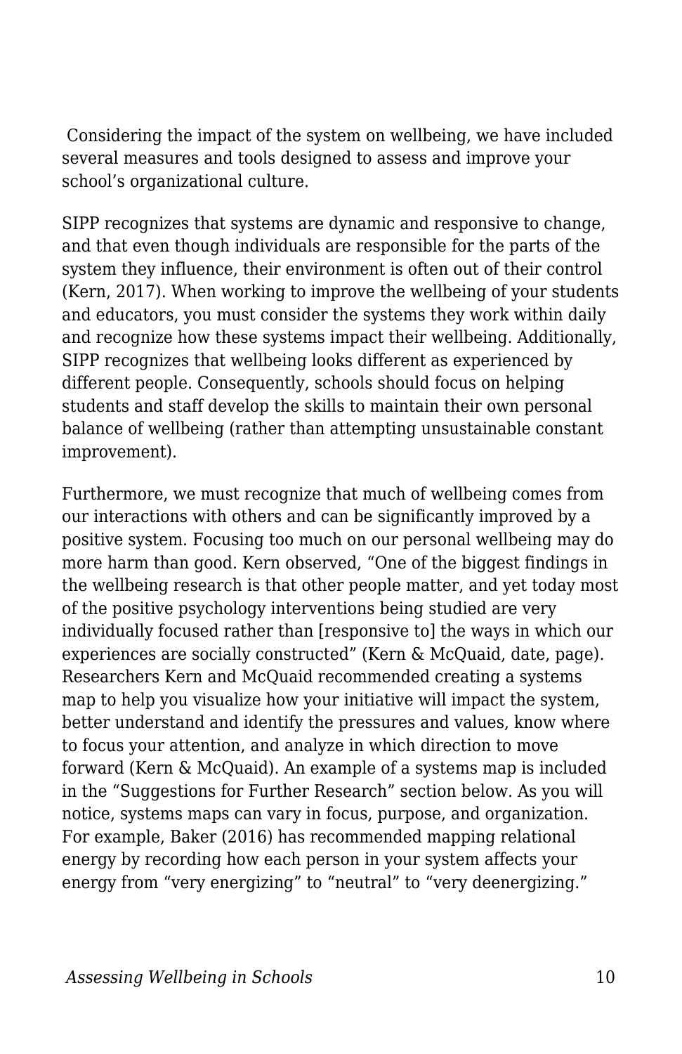Considering the impact of the system on wellbeing, we have included several measures and tools designed to assess and improve your school's organizational culture.

SIPP recognizes that systems are dynamic and responsive to change, and that even though individuals are responsible for the parts of the system they influence, their environment is often out of their control (Kern, 2017). When working to improve the wellbeing of your students and educators, you must consider the systems they work within daily and recognize how these systems impact their wellbeing. Additionally, SIPP recognizes that wellbeing looks different as experienced by different people. Consequently, schools should focus on helping students and staff develop the skills to maintain their own personal balance of wellbeing (rather than attempting unsustainable constant improvement).

Furthermore, we must recognize that much of wellbeing comes from our interactions with others and can be significantly improved by a positive system. Focusing too much on our personal wellbeing may do more harm than good. Kern observed, "One of the biggest findings in the wellbeing research is that other people matter, and yet today most of the positive psychology interventions being studied are very individually focused rather than [responsive to] the ways in which our experiences are socially constructed" (Kern & McQuaid, date, page). Researchers Kern and McQuaid recommended creating a systems map to help you visualize how your initiative will impact the system, better understand and identify the pressures and values, know where to focus your attention, and analyze in which direction to move forward (Kern & McQuaid). An example of a systems map is included in the "Suggestions for Further Research" section below. As you will notice, systems maps can vary in focus, purpose, and organization. For example, Baker (2016) has recommended mapping relational energy by recording how each person in your system affects your energy from "very energizing" to "neutral" to "very deenergizing."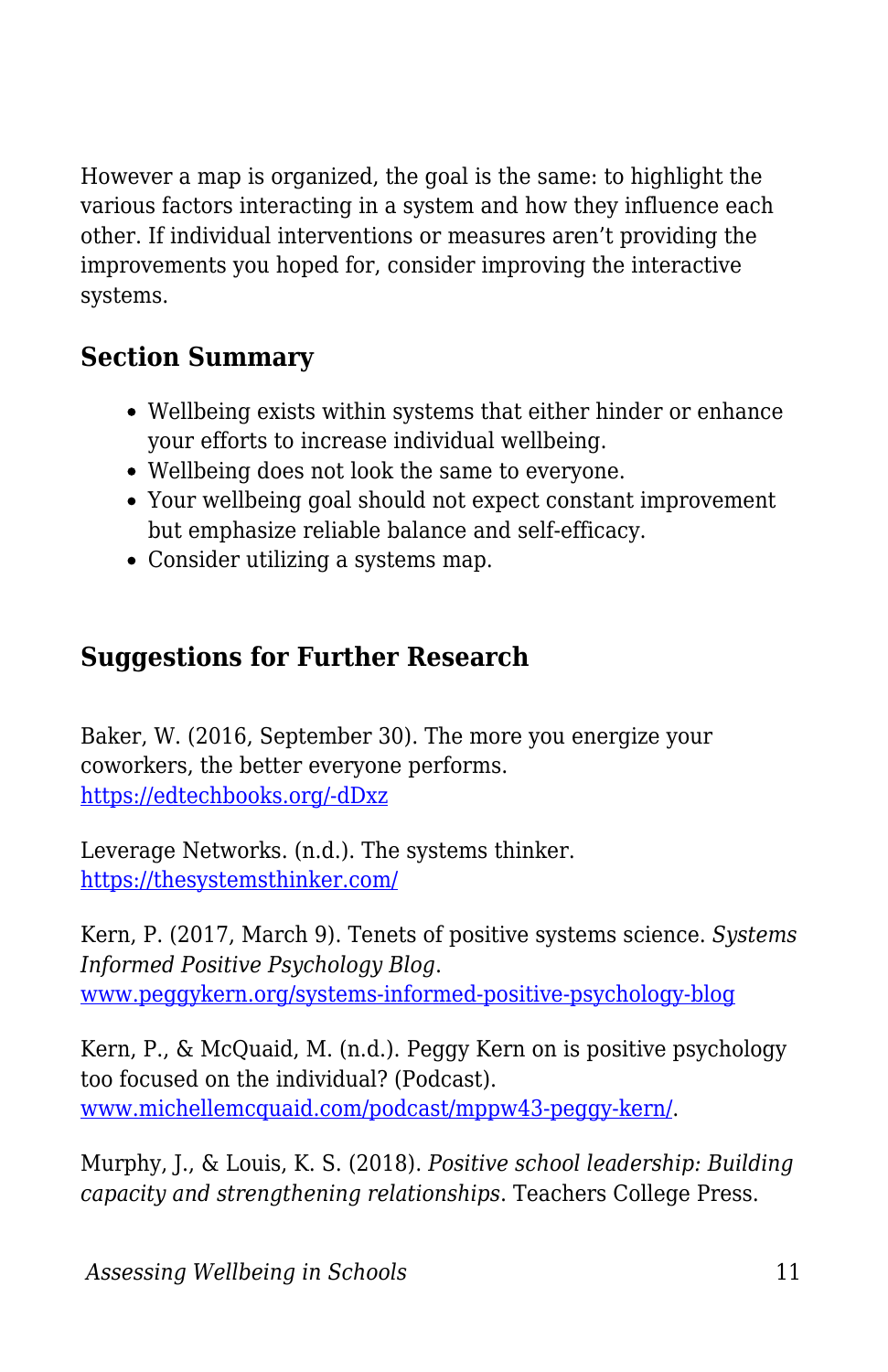However a map is organized, the goal is the same: to highlight the various factors interacting in a system and how they influence each other. If individual interventions or measures aren't providing the improvements you hoped for, consider improving the interactive systems.

### Section Summary

- Wellbeing exists within systems that either hinder or enhance your efforts to increase individual wellbeing.
- Wellbeing does not look the same to everyone.
- Your wellbeing goal should not expect constant improvement but emphasize reliable balance and self-efficacy.
- Consider utilizing a systems map.

### Suggestions for Further Research

Baker, W. (2016, September 30). The more you energize your coworkers, the better everyone performs. [https://edtechbooks.org/-dDxz](https://edtechbooks.org/-dDxz)

Leverage Networks. (n.d.). The systems thinker. [https://thesystemsthinker.com/](https://thesystemsthinker.com/)

Kern, P. (2017, March 9). Tenets of positive systems science. *Systems Informed Positive Psychology Blog*. [www.peggykern.org/systems-informed-positive-psychology-blog](www.peggykern.org/systems-informed-positive-psychology-blog)

Kern, P., & McQuaid, M. (n.d.). Peggy Kern on is positive psychology too focused on the individual? (Podcast). [www.michellemcquaid.com/podcast/mppw43-peggy-kern/](www.michellemcquaid.com/podcast/mppw43-peggy-kern/).

Murphy, J., & Louis, K. S. (2018). *Positive school leadership: Building capacity and strengthening relationships*. Teachers College Press.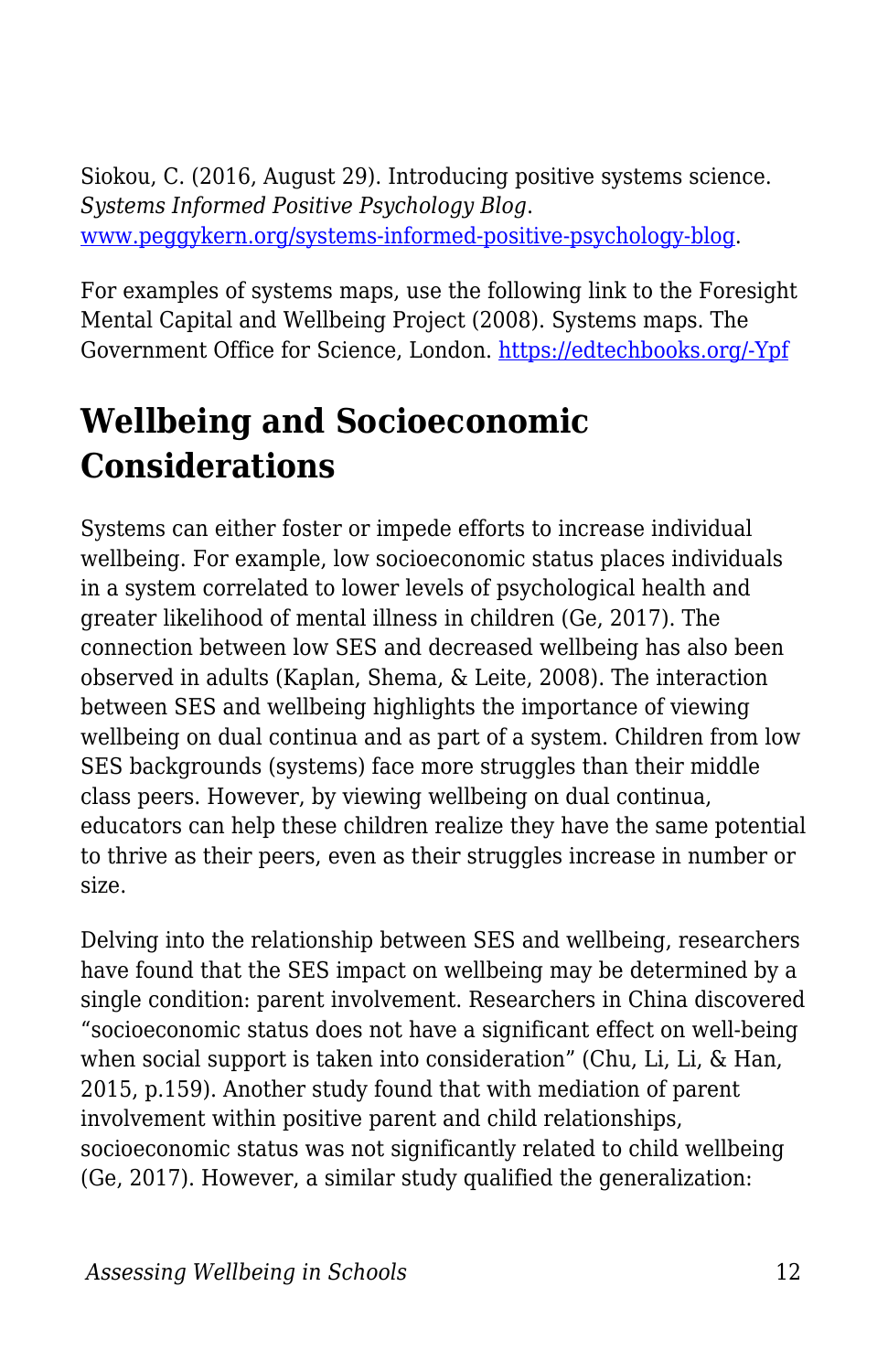Siokou, C. (2016, August 29). Introducing positive systems science. *Systems Informed Positive Psychology Blog*. [www.peggykern.org/systems-informed-positive-psychology-blog](www.peggykern.org/systems-informed-positive-psychology-blog).

For examples of systems maps, use the following link to the Foresight Mental Capital and Wellbeing Project (2008). Systems maps. The Government Office for Science, London. [https://edtechbooks.org/-Ypf](https://edtechbooks.org/-Ypf)

## Wellbeing and Socioeconomic Considerations

Systems can either foster or impede efforts to increase individual wellbeing. For example, low socioeconomic status places individuals in a system correlated to lower levels of psychological health and greater likelihood of mental illness in children (Ge, 2017). The connection between low SES and decreased wellbeing has also been observed in adults (Kaplan, Shema, & Leite, 2008). The interaction between SES and wellbeing highlights the importance of viewing wellbeing on dual continua and as part of a system. Children from low SES backgrounds (systems) face more struggles than their middle class peers. However, by viewing wellbeing on dual continua, educators can help these children realize they have the same potential to thrive as their peers, even as their struggles increase in number or size.

Delving into the relationship between SES and wellbeing, researchers have found that the SES impact on wellbeing may be determined by a single condition: parent involvement. Researchers in China discovered "socioeconomic status does not have a significant effect on well-being when social support is taken into consideration" (Chu, Li, Li, & Han, 2015, p.159). Another study found that with mediation of parent involvement within positive parent and child relationships, socioeconomic status was not significantly related to child wellbeing (Ge, 2017). However, a similar study qualified the generalization: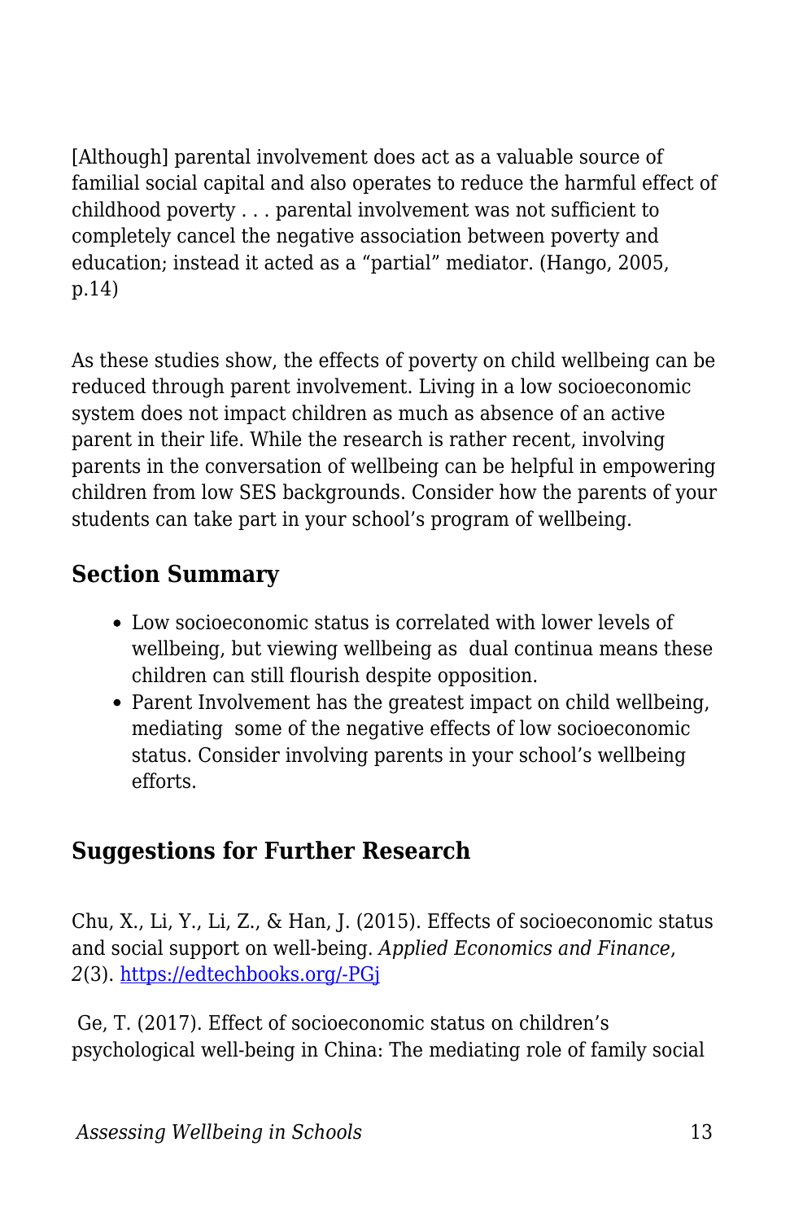> [Although] parental involvement does act as a valuable source of familial social capital and also operates to reduce the harmful effect of childhood poverty . . . parental involvement was not sufficient to completely cancel the negative association between poverty and education; instead it acted as a "partial" mediator. (Hango, 2005, p.14)

As these studies show, the effects of poverty on child wellbeing can be reduced through parent involvement. Living in a low socioeconomic system does not impact children as much as absence of an active parent in their life. While the research is rather recent, involving parents in the conversation of wellbeing can be helpful in empowering children from low SES backgrounds. Consider how the parents of your students can take part in your school's program of wellbeing.

### Section Summary

- Low socioeconomic status is correlated with lower levels of wellbeing, but viewing wellbeing as dual continua means these children can still flourish despite opposition.
- Parent Involvement has the greatest impact on child wellbeing, mediating some of the negative effects of low socioeconomic status. Consider involving parents in your school's wellbeing efforts.

### Suggestions for Further Research

Chu, X., Li, Y., Li, Z., & Han, J. (2015). Effects of socioeconomic status and social support on well-being. *Applied Economics and Finance*, *2*(3). https://edtechbooks.org/-PGj

Ge, T. (2017). Effect of socioeconomic status on children's psychological well-being in China: The mediating role of family social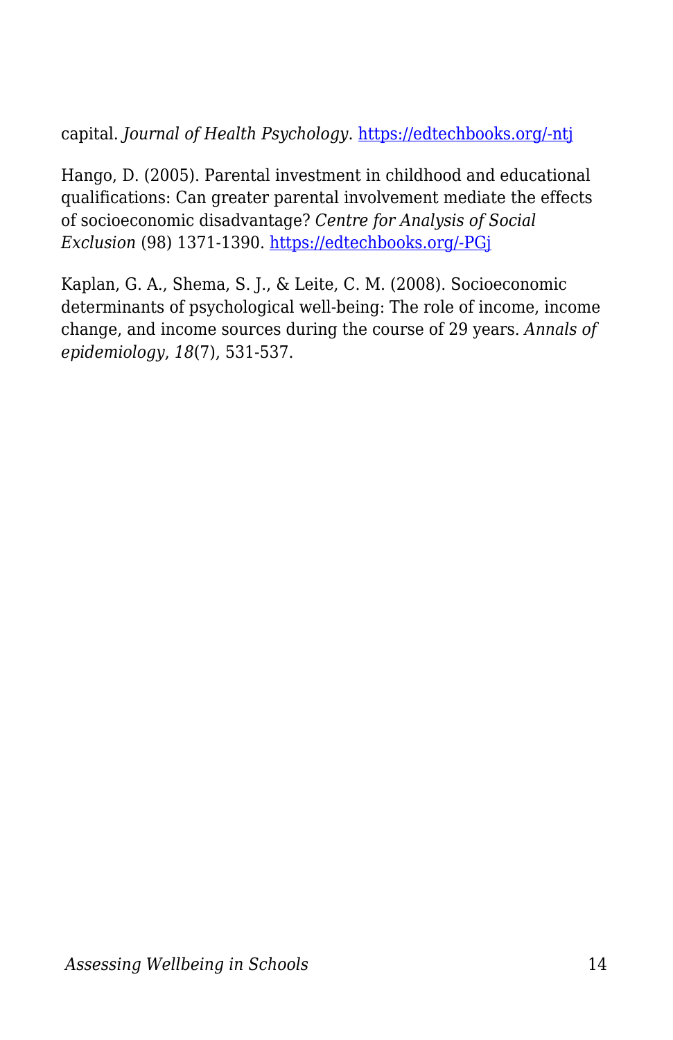capital. *Journal of Health Psychology*. [https://edtechbooks.org/-ntj](https://edtechbooks.org/-ntj)

Hango, D. (2005). Parental investment in childhood and educational qualifications: Can greater parental involvement mediate the effects of socioeconomic disadvantage? *Centre for Analysis of Social Exclusion* (98) 1371-1390. [https://edtechbooks.org/-PGj](https://edtechbooks.org/-PGj)

Kaplan, G. A., Shema, S. J., & Leite, C. M. (2008). Socioeconomic determinants of psychological well-being: The role of income, income change, and income sources during the course of 29 years. *Annals of epidemiology*, *18*(7), 531-537.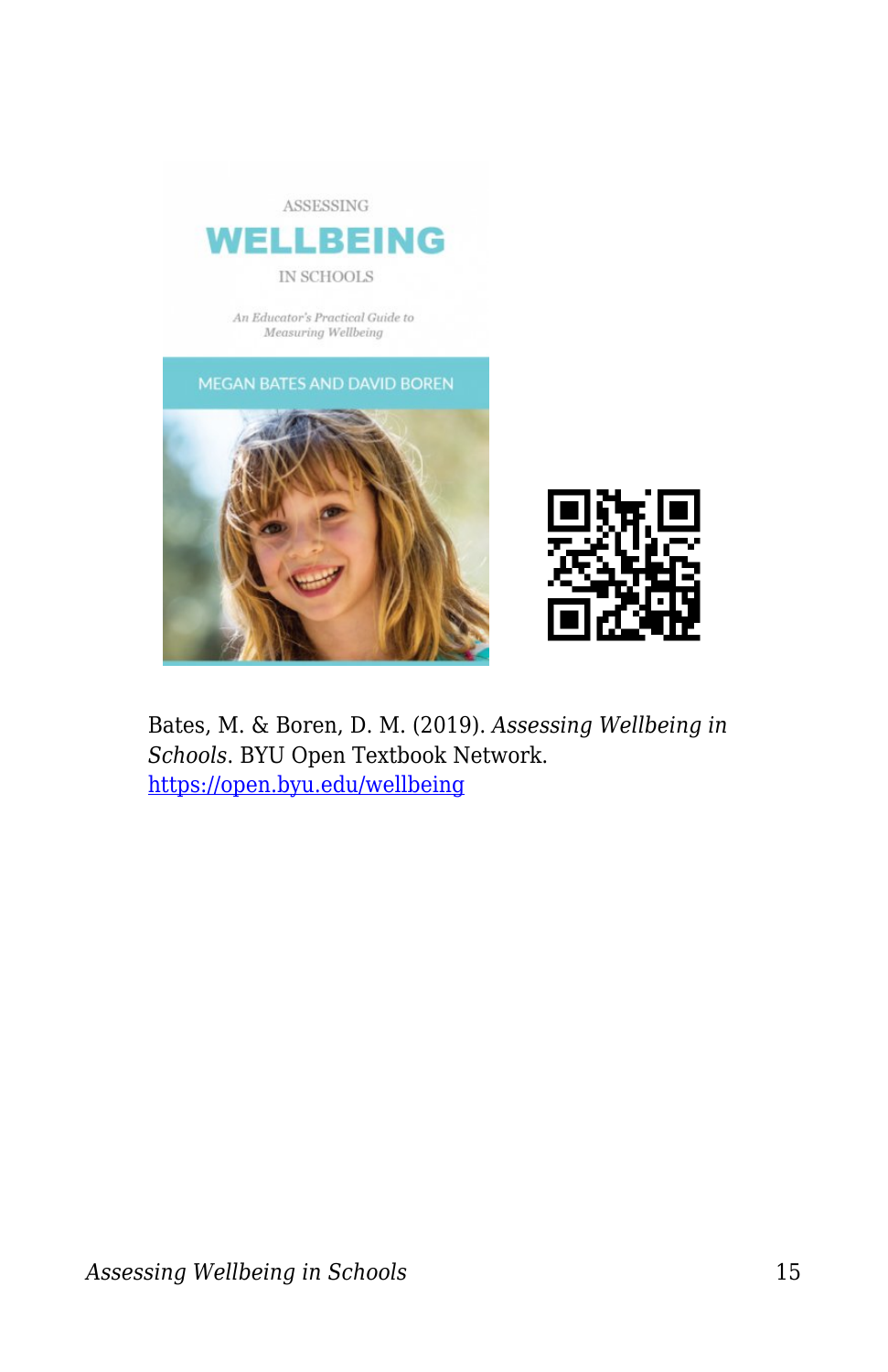Bates, M. & Boren, D. M. (2019). *Assessing Wellbeing in Schools*. BYU Open Textbook Network. [https://open.byu.edu/wellbeing](https://open.byu.edu/wellbeing)